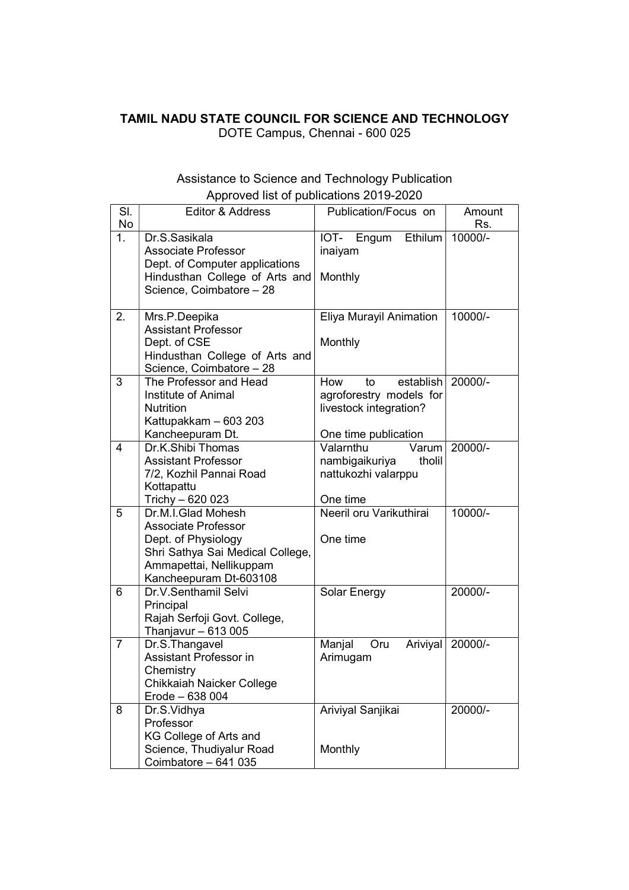**TAMIL NADU STATE COUNCIL FOR SCIENCE AND TECHNOLOGY**
DOTE Campus, Chennai - 600 025

Assistance to Science and Technology Publication
Approved list of publications 2019-2020

| Sl. No | Editor & Address | Publication/Focus on | Amount Rs. |
|---|---|---|---|
| 1. | Dr.S.Sasikala<br>Associate Professor<br>Dept. of Computer applications<br>Hindusthan College of Arts and Science, Coimbatore – 28 | IOT- Engum Ethilum inaiyam<br><br>Monthly | 10000/- |
| 2. | Mrs.P.Deepika<br>Assistant Professor<br>Dept. of CSE<br>Hindusthan College of Arts and Science, Coimbatore – 28 | Eliya Murayil Animation<br><br>Monthly | 10000/- |
| 3 | The Professor and Head<br>Institute of Animal Nutrition<br>Kattupakkam – 603 203<br>Kancheepuram Dt. | How to establish agroforestry models for livestock integration?<br><br>One time publication | 20000/- |
| 4 | Dr.K.Shibi Thomas<br>Assistant Professor<br>7/2, Kozhil Pannai Road<br>Kottapattu<br>Trichy – 620 023 | Valarnthu Varum nambigaikuriya tholil nattukozhi valarppu<br><br>One time | 20000/- |
| 5 | Dr.M.I.Glad Mohesh<br>Associate Professor<br>Dept. of Physiology<br>Shri Sathya Sai Medical College, Ammapettai, Nellikuppam<br>Kancheepuram Dt-603108 | Neeril oru Varikuthirai<br><br>One time | 10000/- |
| 6 | Dr.V.Senthamil Selvi<br>Principal<br>Rajah Serfoji Govt. College,<br>Thanjavur – 613 005 | Solar Energy | 20000/- |
| 7 | Dr.S.Thangavel<br>Assistant Professor in Chemistry<br>Chikkaiah Naicker College<br>Erode – 638 004 | Manjal Oru Ariviyal Arimugam | 20000/- |
| 8 | Dr.S.Vidhya<br>Professor<br>KG College of Arts and Science, Thudiyalur Road<br>Coimbatore – 641 035 | Ariviyal Sanjikai<br><br>Monthly | 20000/- |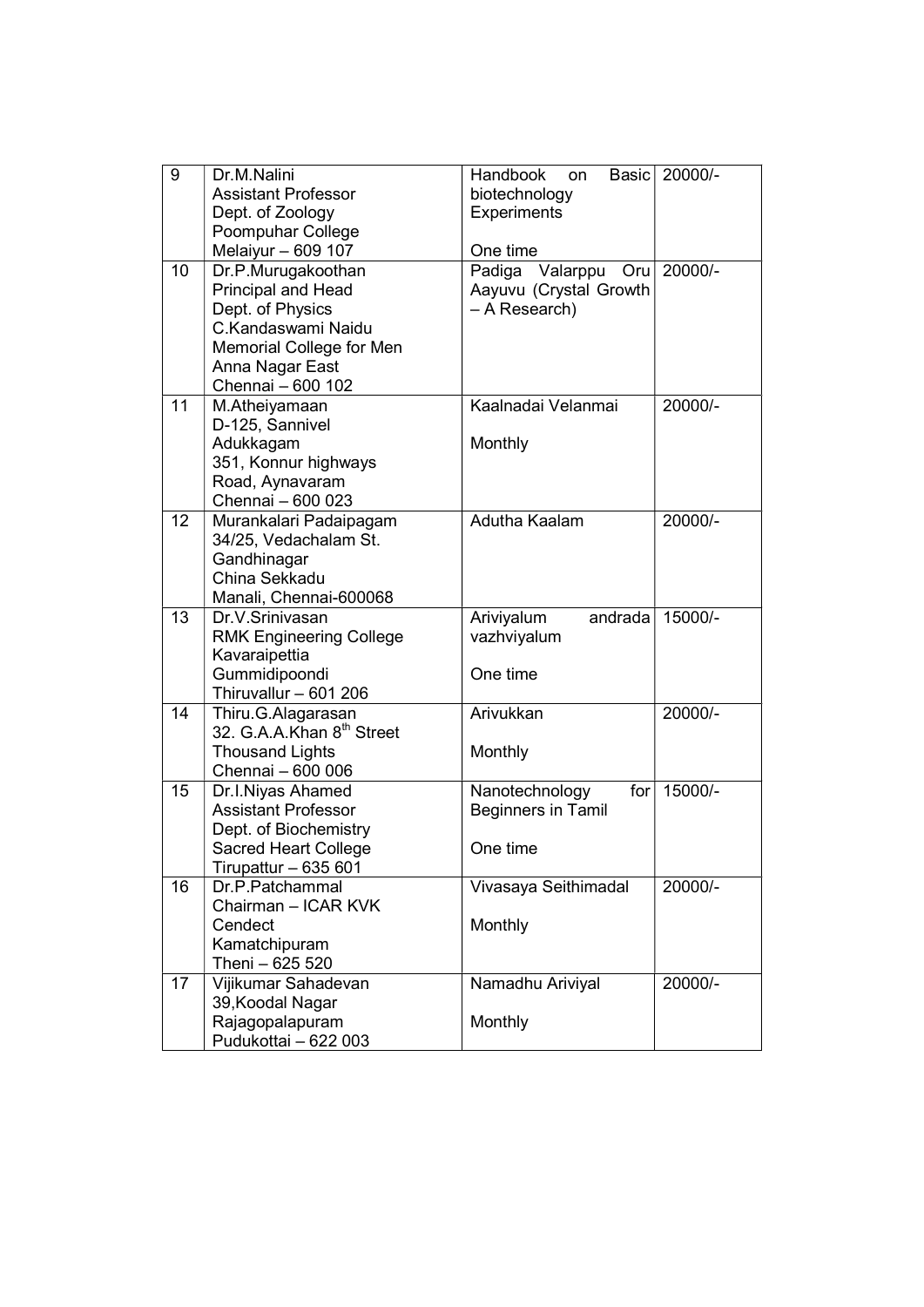| | | | |
|---|---|---|---|
| 9 | Dr.M.Nalini<br>Assistant Professor<br>Dept. of Zoology<br>Poompuhar College<br>Melaiyur – 609 107 | Handbook on Basic biotechnology Experiments<br><br>One time | 20000/- |
| 10 | Dr.P.Murugakoothan<br>Principal and Head<br>Dept. of Physics<br>C.Kandaswami Naidu Memorial College for Men<br>Anna Nagar East<br>Chennai – 600 102 | Padiga Valarppu Oru Aayuvu (Crystal Growth – A Research) | 20000/- |
| 11 | M.Atheiyamaan<br>D-125, Sannivel Adukkagam<br>351, Konnur highways Road, Aynavaram<br>Chennai – 600 023 | Kaalnadai Velanmai<br><br>Monthly | 20000/- |
| 12 | Murankalari Padaipagam<br>34/25, Vedachalam St.<br>Gandhinagar<br>China Sekkadu<br>Manali, Chennai-600068 | Adutha Kaalam | 20000/- |
| 13 | Dr.V.Srinivasan<br>RMK Engineering College<br>Kavaraipettia<br>Gummidipoondi<br>Thiruvallur – 601 206 | Ariviyalum andrada vazhviyalum<br><br>One time | 15000/- |
| 14 | Thiru.G.Alagarasan<br>32. G.A.A.Khan 8th Street<br>Thousand Lights<br>Chennai – 600 006 | Arivukkan<br><br>Monthly | 20000/- |
| 15 | Dr.I.Niyas Ahamed<br>Assistant Professor<br>Dept. of Biochemistry<br>Sacred Heart College<br>Tirupattur – 635 601 | Nanotechnology for Beginners in Tamil<br><br>One time | 15000/- |
| 16 | Dr.P.Patchammal<br>Chairman – ICAR KVK<br>Cendect<br>Kamatchipuram<br>Theni – 625 520 | Vivasaya Seithimadal<br><br>Monthly | 20000/- |
| 17 | Vijikumar Sahadevan<br>39,Koodal Nagar<br>Rajagopalapuram<br>Pudukottai – 622 003 | Namadhu Ariviyal<br><br>Monthly | 20000/- |